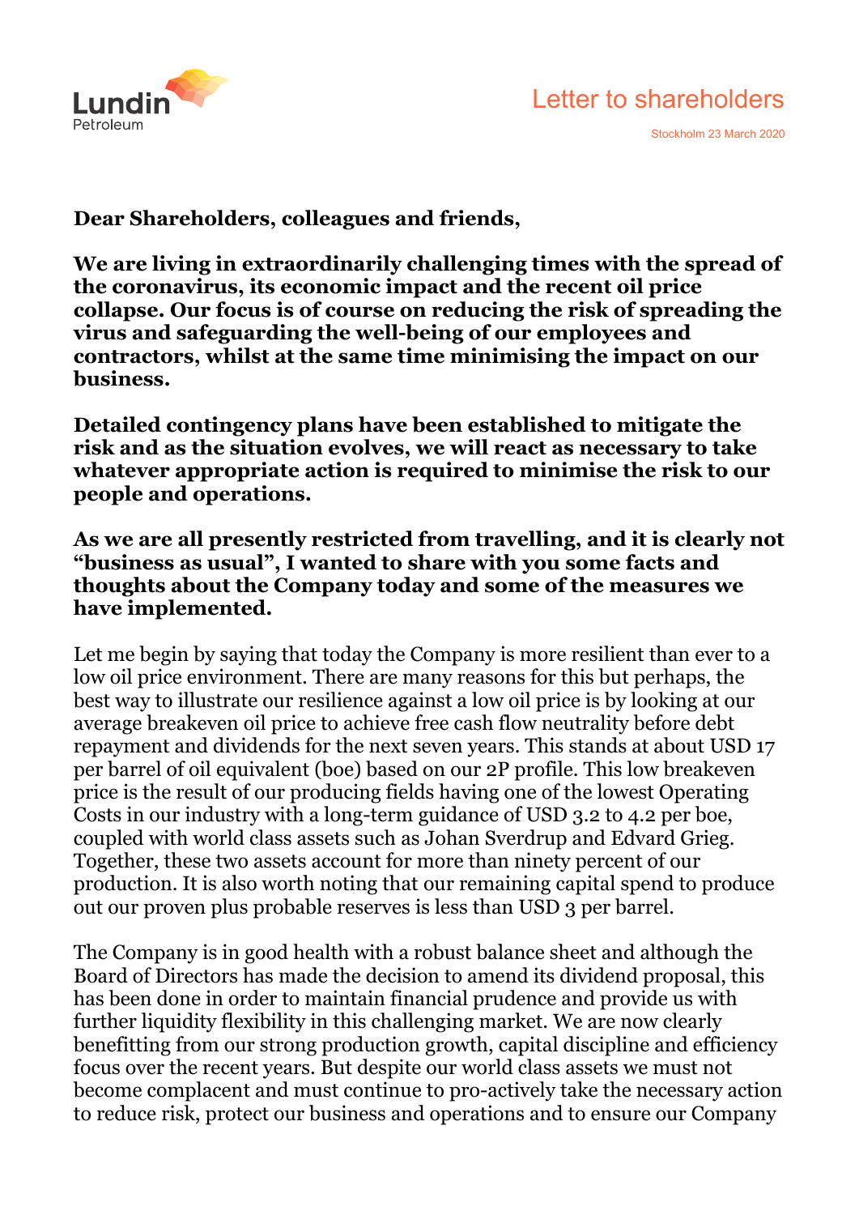# Letter to shareholders

Stockholm 23 March 2020

**Dear Shareholders, colleagues and friends,**

**We are living in extraordinarily challenging times with the spread of the coronavirus, its economic impact and the recent oil price collapse. Our focus is of course on reducing the risk of spreading the virus and safeguarding the well-being of our employees and contractors, whilst at the same time minimising the impact on our business.**

**Detailed contingency plans have been established to mitigate the risk and as the situation evolves, we will react as necessary to take whatever appropriate action is required to minimise the risk to our people and operations.**

**As we are all presently restricted from travelling, and it is clearly not "business as usual", I wanted to share with you some facts and thoughts about the Company today and some of the measures we have implemented.**

Let me begin by saying that today the Company is more resilient than ever to a low oil price environment. There are many reasons for this but perhaps, the best way to illustrate our resilience against a low oil price is by looking at our average breakeven oil price to achieve free cash flow neutrality before debt repayment and dividends for the next seven years. This stands at about USD 17 per barrel of oil equivalent (boe) based on our 2P profile. This low breakeven price is the result of our producing fields having one of the lowest Operating Costs in our industry with a long-term guidance of USD 3.2 to 4.2 per boe, coupled with world class assets such as Johan Sverdrup and Edvard Grieg. Together, these two assets account for more than ninety percent of our production. It is also worth noting that our remaining capital spend to produce out our proven plus probable reserves is less than USD 3 per barrel.

The Company is in good health with a robust balance sheet and although the Board of Directors has made the decision to amend its dividend proposal, this has been done in order to maintain financial prudence and provide us with further liquidity flexibility in this challenging market. We are now clearly benefitting from our strong production growth, capital discipline and efficiency focus over the recent years. But despite our world class assets we must not become complacent and must continue to pro-actively take the necessary action to reduce risk, protect our business and operations and to ensure our Company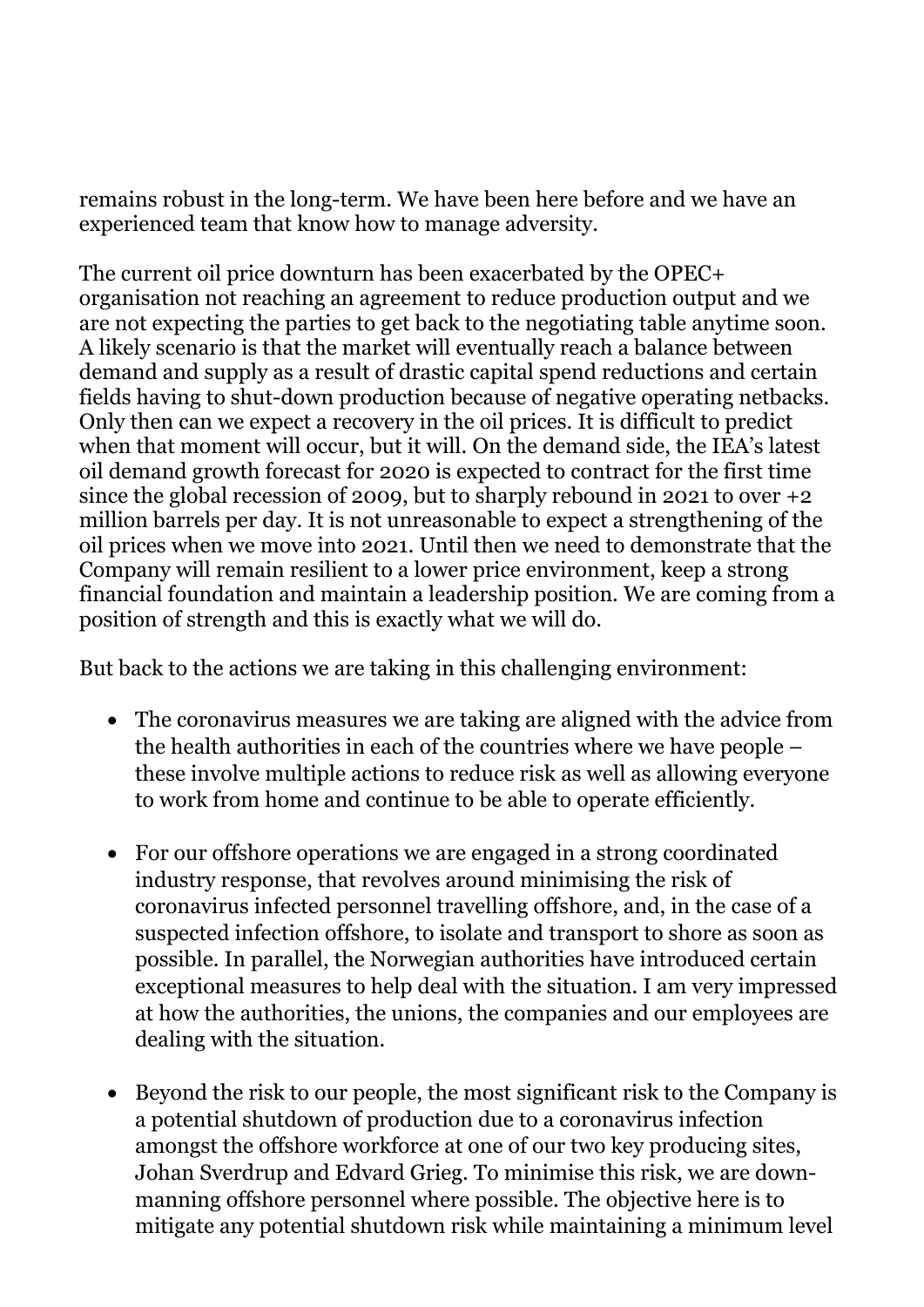remains robust in the long-term. We have been here before and we have an experienced team that know how to manage adversity.

The current oil price downturn has been exacerbated by the OPEC+ organisation not reaching an agreement to reduce production output and we are not expecting the parties to get back to the negotiating table anytime soon. A likely scenario is that the market will eventually reach a balance between demand and supply as a result of drastic capital spend reductions and certain fields having to shut-down production because of negative operating netbacks. Only then can we expect a recovery in the oil prices. It is difficult to predict when that moment will occur, but it will. On the demand side, the IEA's latest oil demand growth forecast for 2020 is expected to contract for the first time since the global recession of 2009, but to sharply rebound in 2021 to over +2 million barrels per day. It is not unreasonable to expect a strengthening of the oil prices when we move into 2021. Until then we need to demonstrate that the Company will remain resilient to a lower price environment, keep a strong financial foundation and maintain a leadership position. We are coming from a position of strength and this is exactly what we will do.

But back to the actions we are taking in this challenging environment:

- The coronavirus measures we are taking are aligned with the advice from the health authorities in each of the countries where we have people – these involve multiple actions to reduce risk as well as allowing everyone to work from home and continue to be able to operate efficiently.

- For our offshore operations we are engaged in a strong coordinated industry response, that revolves around minimising the risk of coronavirus infected personnel travelling offshore, and, in the case of a suspected infection offshore, to isolate and transport to shore as soon as possible. In parallel, the Norwegian authorities have introduced certain exceptional measures to help deal with the situation. I am very impressed at how the authorities, the unions, the companies and our employees are dealing with the situation.

- Beyond the risk to our people, the most significant risk to the Company is a potential shutdown of production due to a coronavirus infection amongst the offshore workforce at one of our two key producing sites, Johan Sverdrup and Edvard Grieg. To minimise this risk, we are down-manning offshore personnel where possible. The objective here is to mitigate any potential shutdown risk while maintaining a minimum level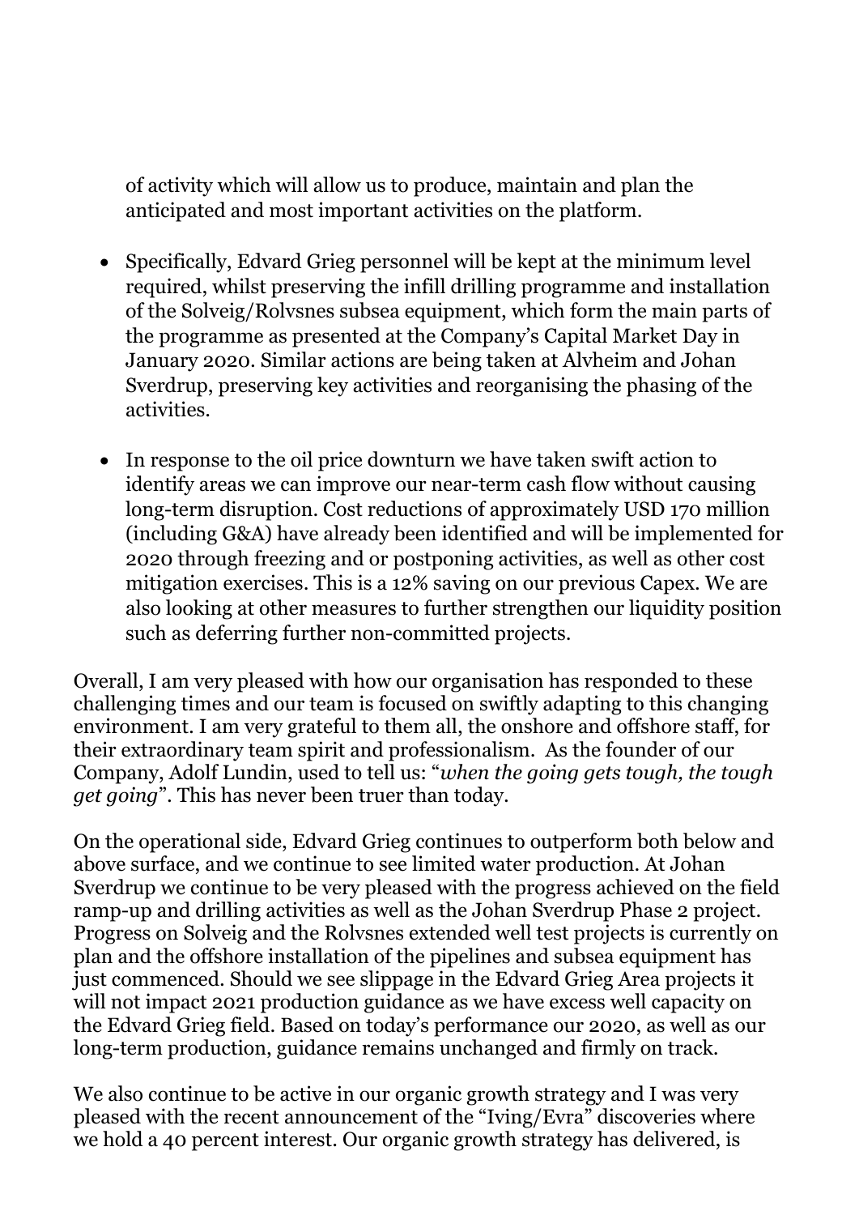of activity which will allow us to produce, maintain and plan the anticipated and most important activities on the platform.

- Specifically, Edvard Grieg personnel will be kept at the minimum level required, whilst preserving the infill drilling programme and installation of the Solveig/Rolvsnes subsea equipment, which form the main parts of the programme as presented at the Company's Capital Market Day in January 2020. Similar actions are being taken at Alvheim and Johan Sverdrup, preserving key activities and reorganising the phasing of the activities.

- In response to the oil price downturn we have taken swift action to identify areas we can improve our near-term cash flow without causing long-term disruption. Cost reductions of approximately USD 170 million (including G&A) have already been identified and will be implemented for 2020 through freezing and or postponing activities, as well as other cost mitigation exercises. This is a 12% saving on our previous Capex. We are also looking at other measures to further strengthen our liquidity position such as deferring further non-committed projects.

Overall, I am very pleased with how our organisation has responded to these challenging times and our team is focused on swiftly adapting to this changing environment. I am very grateful to them all, the onshore and offshore staff, for their extraordinary team spirit and professionalism. As the founder of our Company, Adolf Lundin, used to tell us: "*when the going gets tough, the tough get going*". This has never been truer than today.

On the operational side, Edvard Grieg continues to outperform both below and above surface, and we continue to see limited water production. At Johan Sverdrup we continue to be very pleased with the progress achieved on the field ramp-up and drilling activities as well as the Johan Sverdrup Phase 2 project. Progress on Solveig and the Rolvsnes extended well test projects is currently on plan and the offshore installation of the pipelines and subsea equipment has just commenced. Should we see slippage in the Edvard Grieg Area projects it will not impact 2021 production guidance as we have excess well capacity on the Edvard Grieg field. Based on today's performance our 2020, as well as our long-term production, guidance remains unchanged and firmly on track.

We also continue to be active in our organic growth strategy and I was very pleased with the recent announcement of the "Iving/Evra" discoveries where we hold a 40 percent interest. Our organic growth strategy has delivered, is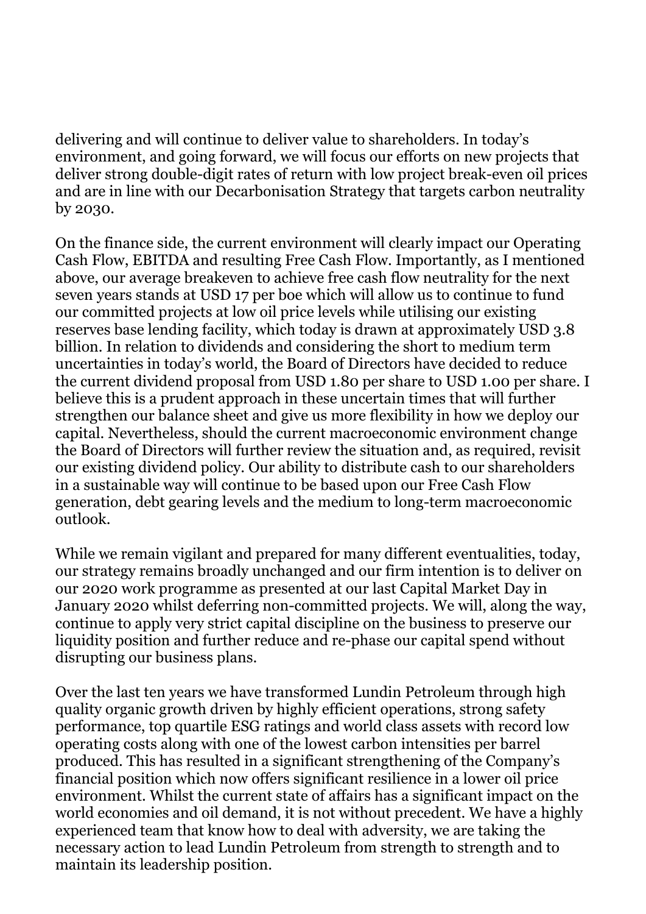delivering and will continue to deliver value to shareholders. In today's environment, and going forward, we will focus our efforts on new projects that deliver strong double-digit rates of return with low project break-even oil prices and are in line with our Decarbonisation Strategy that targets carbon neutrality by 2030.

On the finance side, the current environment will clearly impact our Operating Cash Flow, EBITDA and resulting Free Cash Flow. Importantly, as I mentioned above, our average breakeven to achieve free cash flow neutrality for the next seven years stands at USD 17 per boe which will allow us to continue to fund our committed projects at low oil price levels while utilising our existing reserves base lending facility, which today is drawn at approximately USD 3.8 billion. In relation to dividends and considering the short to medium term uncertainties in today's world, the Board of Directors have decided to reduce the current dividend proposal from USD 1.80 per share to USD 1.00 per share. I believe this is a prudent approach in these uncertain times that will further strengthen our balance sheet and give us more flexibility in how we deploy our capital. Nevertheless, should the current macroeconomic environment change the Board of Directors will further review the situation and, as required, revisit our existing dividend policy. Our ability to distribute cash to our shareholders in a sustainable way will continue to be based upon our Free Cash Flow generation, debt gearing levels and the medium to long-term macroeconomic outlook.

While we remain vigilant and prepared for many different eventualities, today, our strategy remains broadly unchanged and our firm intention is to deliver on our 2020 work programme as presented at our last Capital Market Day in January 2020 whilst deferring non-committed projects. We will, along the way, continue to apply very strict capital discipline on the business to preserve our liquidity position and further reduce and re-phase our capital spend without disrupting our business plans.

Over the last ten years we have transformed Lundin Petroleum through high quality organic growth driven by highly efficient operations, strong safety performance, top quartile ESG ratings and world class assets with record low operating costs along with one of the lowest carbon intensities per barrel produced. This has resulted in a significant strengthening of the Company's financial position which now offers significant resilience in a lower oil price environment. Whilst the current state of affairs has a significant impact on the world economies and oil demand, it is not without precedent. We have a highly experienced team that know how to deal with adversity, we are taking the necessary action to lead Lundin Petroleum from strength to strength and to maintain its leadership position.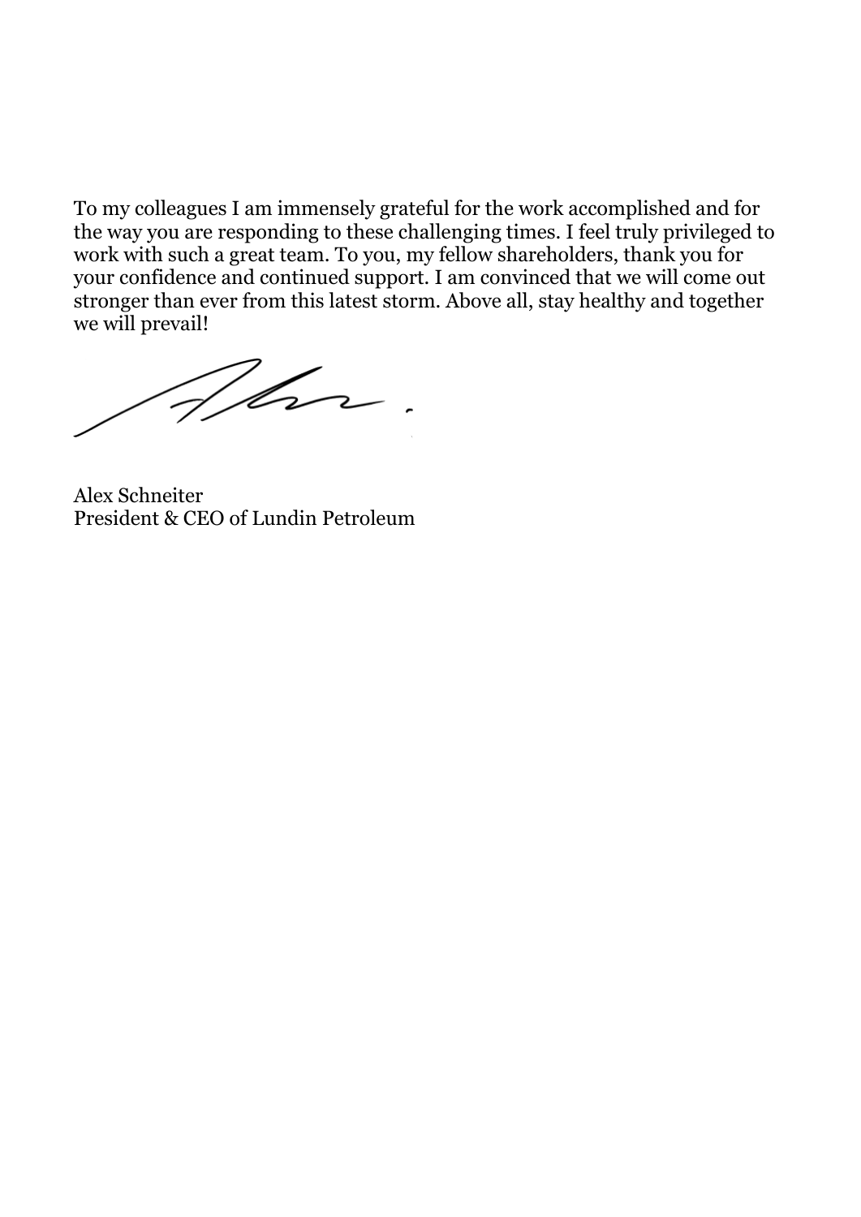To my colleagues I am immensely grateful for the work accomplished and for the way you are responding to these challenging times. I feel truly privileged to work with such a great team. To you, my fellow shareholders, thank you for your confidence and continued support. I am convinced that we will come out stronger than ever from this latest storm. Above all, stay healthy and together we will prevail!

Alex Schneiter
President & CEO of Lundin Petroleum